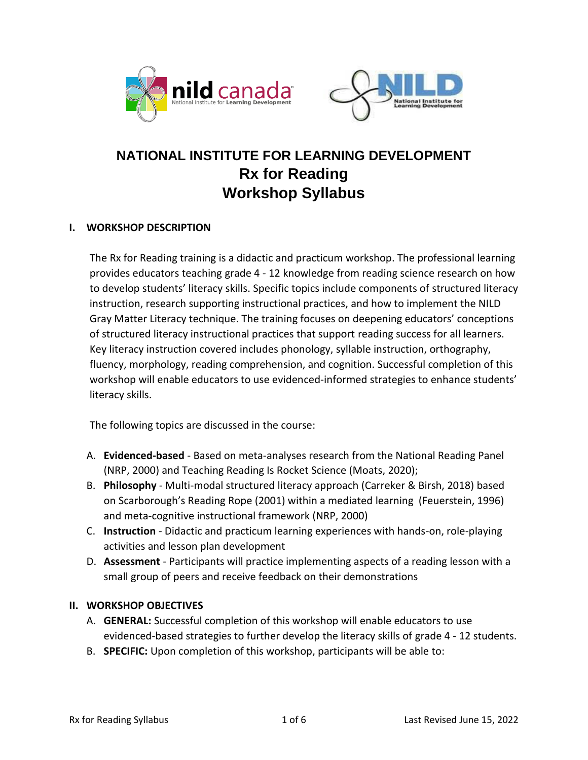# NATIONAL INSTITUTE FOR LEARNING DEVELOPMENT
# Rx for Reading
# Workshop Syllabus

## I. WORKSHOP DESCRIPTION

The Rx for Reading training is a didactic and practicum workshop. The professional learning provides educators teaching grade 4 - 12 knowledge from reading science research on how to develop students' literacy skills. Specific topics include components of structured literacy instruction, research supporting instructional practices, and how to implement the NILD Gray Matter Literacy technique. The training focuses on deepening educators' conceptions of structured literacy instructional practices that support reading success for all learners. Key literacy instruction covered includes phonology, syllable instruction, orthography, fluency, morphology, reading comprehension, and cognition. Successful completion of this workshop will enable educators to use evidenced-informed strategies to enhance students' literacy skills.

The following topics are discussed in the course:

A. **Evidenced-based** - Based on meta-analyses research from the National Reading Panel (NRP, 2000) and Teaching Reading Is Rocket Science (Moats, 2020);
B. **Philosophy** - Multi-modal structured literacy approach (Carreker & Birsh, 2018) based on Scarborough's Reading Rope (2001) within a mediated learning (Feuerstein, 1996) and meta-cognitive instructional framework (NRP, 2000)
C. **Instruction** - Didactic and practicum learning experiences with hands-on, role-playing activities and lesson plan development
D. **Assessment** - Participants will practice implementing aspects of a reading lesson with a small group of peers and receive feedback on their demonstrations

## II. WORKSHOP OBJECTIVES

A. **GENERAL:** Successful completion of this workshop will enable educators to use evidenced-based strategies to further develop the literacy skills of grade 4 - 12 students.
B. **SPECIFIC:** Upon completion of this workshop, participants will be able to: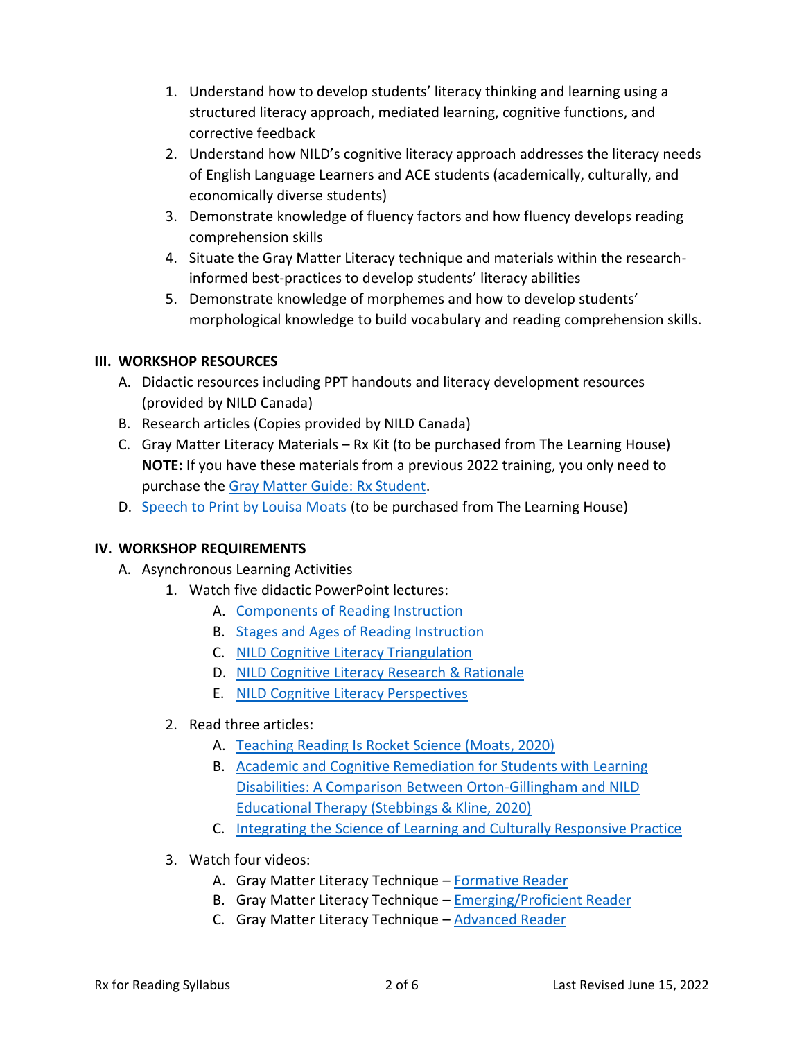1. Understand how to develop students' literacy thinking and learning using a structured literacy approach, mediated learning, cognitive functions, and corrective feedback
2. Understand how NILD's cognitive literacy approach addresses the literacy needs of English Language Learners and ACE students (academically, culturally, and economically diverse students)
3. Demonstrate knowledge of fluency factors and how fluency develops reading comprehension skills
4. Situate the Gray Matter Literacy technique and materials within the research-informed best-practices to develop students' literacy abilities
5. Demonstrate knowledge of morphemes and how to develop students' morphological knowledge to build vocabulary and reading comprehension skills.

## III. WORKSHOP RESOURCES

A. Didactic resources including PPT handouts and literacy development resources (provided by NILD Canada)

B. Research articles (Copies provided by NILD Canada)

C. Gray Matter Literacy Materials – Rx Kit (to be purchased from The Learning House) **NOTE:** If you have these materials from a previous 2022 training, you only need to purchase the Gray Matter Guide: Rx Student.

D. Speech to Print by Louisa Moats (to be purchased from The Learning House)

## IV. WORKSHOP REQUIREMENTS

A. Asynchronous Learning Activities

1. Watch five didactic PowerPoint lectures:
   - A. Components of Reading Instruction
   - B. Stages and Ages of Reading Instruction
   - C. NILD Cognitive Literacy Triangulation
   - D. NILD Cognitive Literacy Research & Rationale
   - E. NILD Cognitive Literacy Perspectives
2. Read three articles:
   - A. Teaching Reading Is Rocket Science (Moats, 2020)
   - B. Academic and Cognitive Remediation for Students with Learning Disabilities: A Comparison Between Orton-Gillingham and NILD Educational Therapy (Stebbings & Kline, 2020)
   - C. Integrating the Science of Learning and Culturally Responsive Practice
3. Watch four videos:
   - A. Gray Matter Literacy Technique – Formative Reader
   - B. Gray Matter Literacy Technique – Emerging/Proficient Reader
   - C. Gray Matter Literacy Technique – Advanced Reader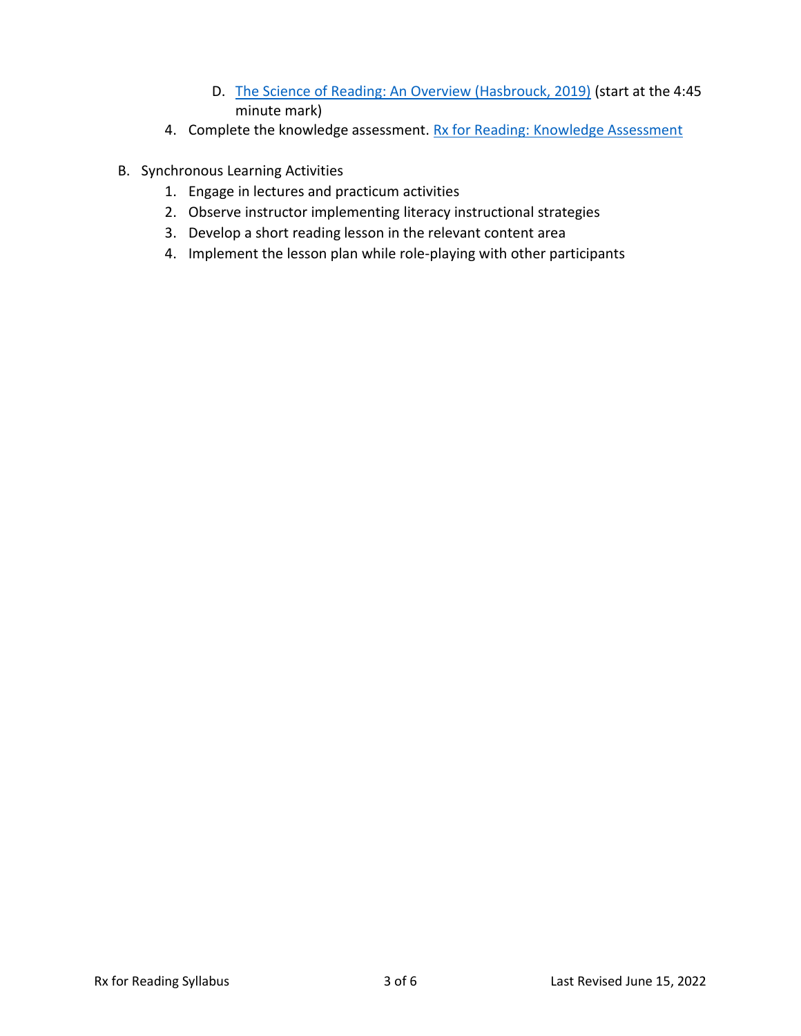D. The Science of Reading: An Overview (Hasbrouck, 2019) (start at the 4:45 minute mark)

4. Complete the knowledge assessment. Rx for Reading: Knowledge Assessment

B. Synchronous Learning Activities

1. Engage in lectures and practicum activities
2. Observe instructor implementing literacy instructional strategies
3. Develop a short reading lesson in the relevant content area
4. Implement the lesson plan while role-playing with other participants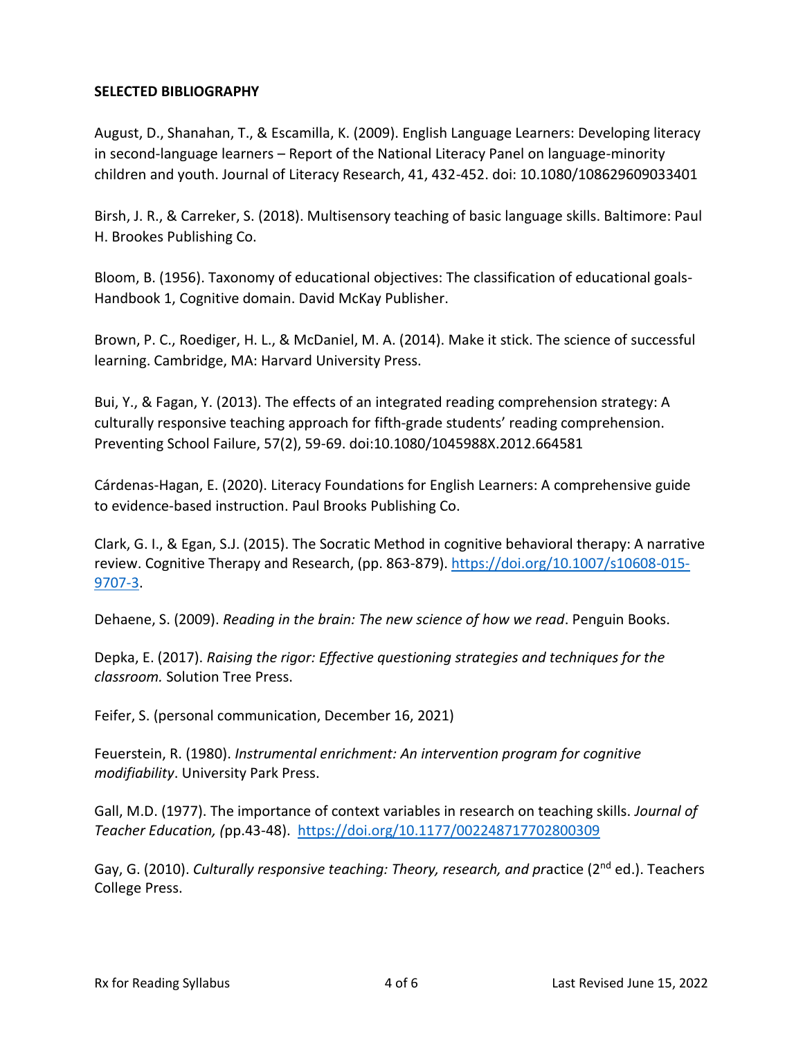**SELECTED BIBLIOGRAPHY**

August, D., Shanahan, T., & Escamilla, K. (2009). English Language Learners: Developing literacy in second-language learners – Report of the National Literacy Panel on language-minority children and youth. Journal of Literacy Research, 41, 432-452. doi: 10.1080/108629609033401

Birsh, J. R., & Carreker, S. (2018). Multisensory teaching of basic language skills. Baltimore: Paul H. Brookes Publishing Co.

Bloom, B. (1956). Taxonomy of educational objectives: The classification of educational goals-Handbook 1, Cognitive domain. David McKay Publisher.

Brown, P. C., Roediger, H. L., & McDaniel, M. A. (2014). Make it stick. The science of successful learning. Cambridge, MA: Harvard University Press.

Bui, Y., & Fagan, Y. (2013). The effects of an integrated reading comprehension strategy: A culturally responsive teaching approach for fifth-grade students' reading comprehension. Preventing School Failure, 57(2), 59-69. doi:10.1080/1045988X.2012.664581

Cárdenas-Hagan, E. (2020). Literacy Foundations for English Learners: A comprehensive guide to evidence-based instruction. Paul Brooks Publishing Co.

Clark, G. I., & Egan, S.J. (2015). The Socratic Method in cognitive behavioral therapy: A narrative review. Cognitive Therapy and Research, (pp. 863-879). https://doi.org/10.1007/s10608-015-9707-3.

Dehaene, S. (2009). *Reading in the brain: The new science of how we read*. Penguin Books.

Depka, E. (2017). *Raising the rigor: Effective questioning strategies and techniques for the classroom.* Solution Tree Press.

Feifer, S. (personal communication, December 16, 2021)

Feuerstein, R. (1980). *Instrumental enrichment: An intervention program for cognitive modifiability*. University Park Press.

Gall, M.D. (1977). The importance of context variables in research on teaching skills. *Journal of Teacher Education, (*pp.43-48). https://doi.org/10.1177/002248717702800309

Gay, G. (2010). *Culturally responsive teaching: Theory, research, and pr*actice (2nd ed.). Teachers College Press.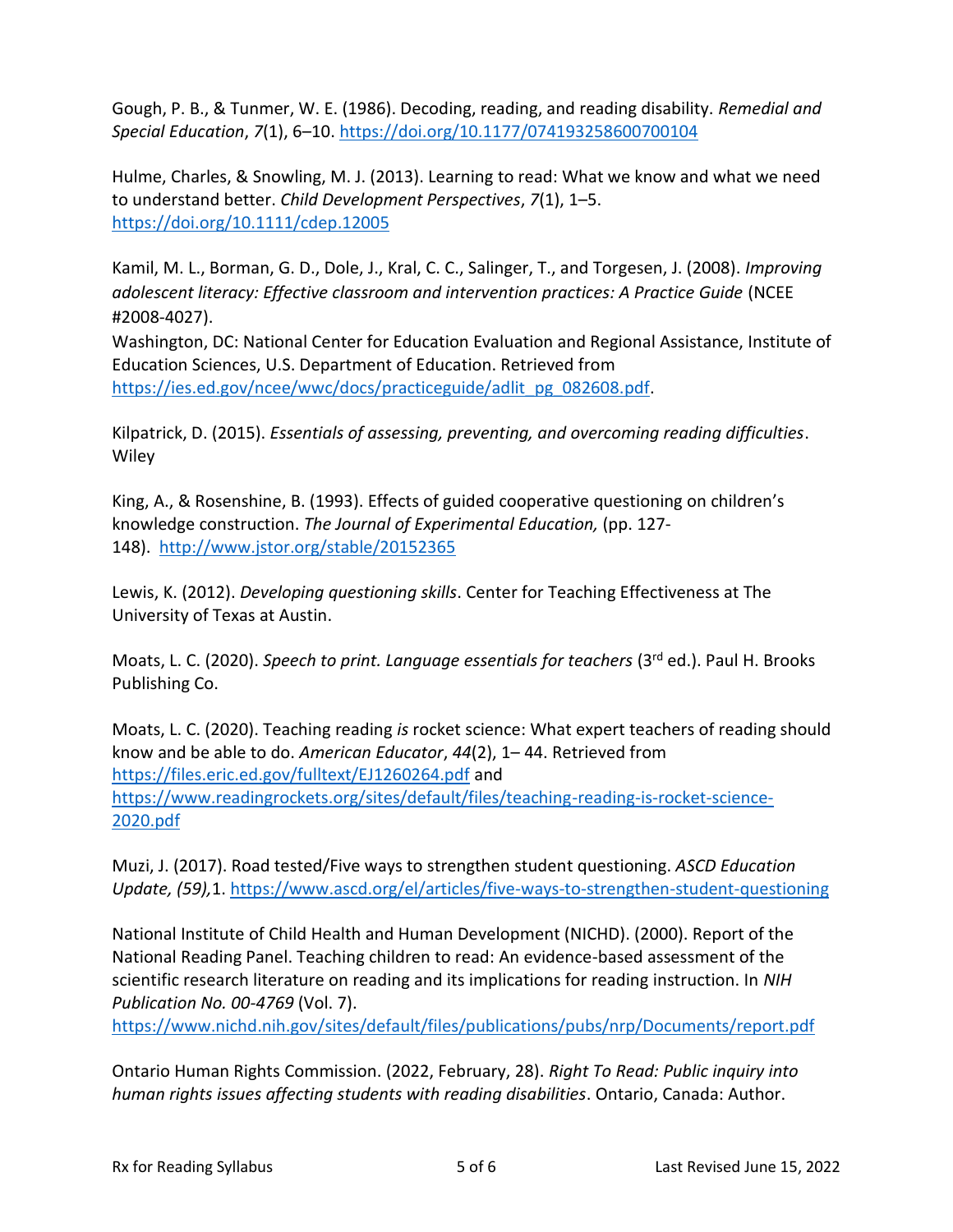Gough, P. B., & Tunmer, W. E. (1986). Decoding, reading, and reading disability. *Remedial and Special Education*, *7*(1), 6–10. https://doi.org/10.1177/074193258600700104

Hulme, Charles, & Snowling, M. J. (2013). Learning to read: What we know and what we need to understand better. *Child Development Perspectives*, *7*(1), 1–5. https://doi.org/10.1111/cdep.12005

Kamil, M. L., Borman, G. D., Dole, J., Kral, C. C., Salinger, T., and Torgesen, J. (2008). *Improving adolescent literacy: Effective classroom and intervention practices: A Practice Guide* (NCEE #2008-4027).
Washington, DC: National Center for Education Evaluation and Regional Assistance, Institute of Education Sciences, U.S. Department of Education. Retrieved from https://ies.ed.gov/ncee/wwc/docs/practiceguide/adlit_pg_082608.pdf.

Kilpatrick, D. (2015). *Essentials of assessing, preventing, and overcoming reading difficulties*. Wiley

King, A., & Rosenshine, B. (1993). Effects of guided cooperative questioning on children's knowledge construction. *The Journal of Experimental Education,* (pp. 127-148). http://www.jstor.org/stable/20152365

Lewis, K. (2012). *Developing questioning skills*. Center for Teaching Effectiveness at The University of Texas at Austin.

Moats, L. C. (2020). *Speech to print. Language essentials for teachers* (3rd ed.). Paul H. Brooks Publishing Co.

Moats, L. C. (2020). Teaching reading *is* rocket science: What expert teachers of reading should know and be able to do. *American Educator*, *44*(2), 1– 44. Retrieved from https://files.eric.ed.gov/fulltext/EJ1260264.pdf and https://www.readingrockets.org/sites/default/files/teaching-reading-is-rocket-science-2020.pdf

Muzi, J. (2017). Road tested/Five ways to strengthen student questioning. *ASCD Education Update, (59),*1. https://www.ascd.org/el/articles/five-ways-to-strengthen-student-questioning

National Institute of Child Health and Human Development (NICHD). (2000). Report of the National Reading Panel. Teaching children to read: An evidence-based assessment of the scientific research literature on reading and its implications for reading instruction. In *NIH Publication No. 00-4769* (Vol. 7).
https://www.nichd.nih.gov/sites/default/files/publications/pubs/nrp/Documents/report.pdf

Ontario Human Rights Commission. (2022, February, 28). *Right To Read: Public inquiry into human rights issues affecting students with reading disabilities*. Ontario, Canada: Author.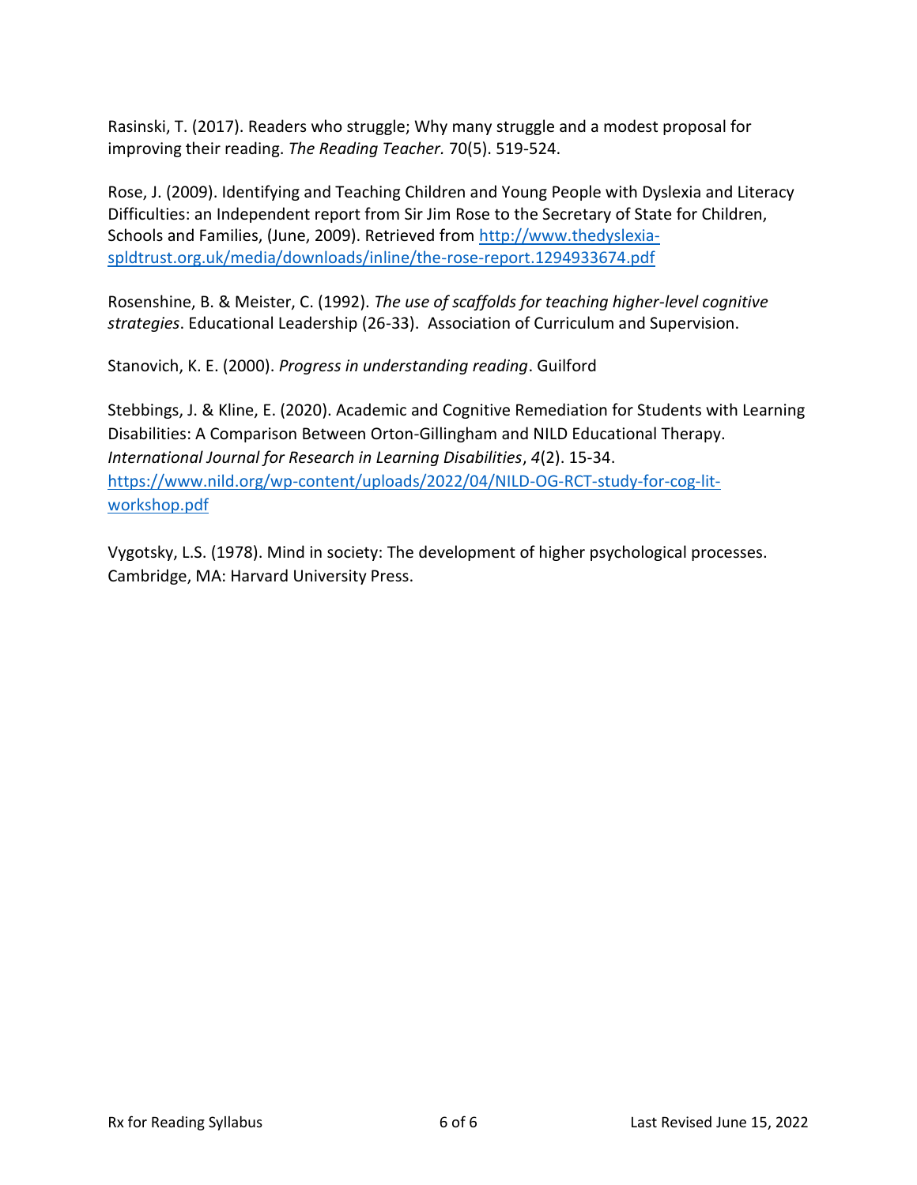Rasinski, T. (2017). Readers who struggle; Why many struggle and a modest proposal for improving their reading. *The Reading Teacher.* 70(5). 519-524.

Rose, J. (2009). Identifying and Teaching Children and Young People with Dyslexia and Literacy Difficulties: an Independent report from Sir Jim Rose to the Secretary of State for Children, Schools and Families, (June, 2009). Retrieved from [http://www.thedyslexia-spldtrust.org.uk/media/downloads/inline/the-rose-report.1294933674.pdf](http://www.thedyslexia-spldtrust.org.uk/media/downloads/inline/the-rose-report.1294933674.pdf)

Rosenshine, B. & Meister, C. (1992). *The use of scaffolds for teaching higher-level cognitive strategies*. Educational Leadership (26-33). Association of Curriculum and Supervision.

Stanovich, K. E. (2000). *Progress in understanding reading*. Guilford

Stebbings, J. & Kline, E. (2020). Academic and Cognitive Remediation for Students with Learning Disabilities: A Comparison Between Orton-Gillingham and NILD Educational Therapy. *International Journal for Research in Learning Disabilities*, *4*(2). 15-34. [https://www.nild.org/wp-content/uploads/2022/04/NILD-OG-RCT-study-for-cog-lit-workshop.pdf](https://www.nild.org/wp-content/uploads/2022/04/NILD-OG-RCT-study-for-cog-lit-workshop.pdf)

Vygotsky, L.S. (1978). Mind in society: The development of higher psychological processes. Cambridge, MA: Harvard University Press.